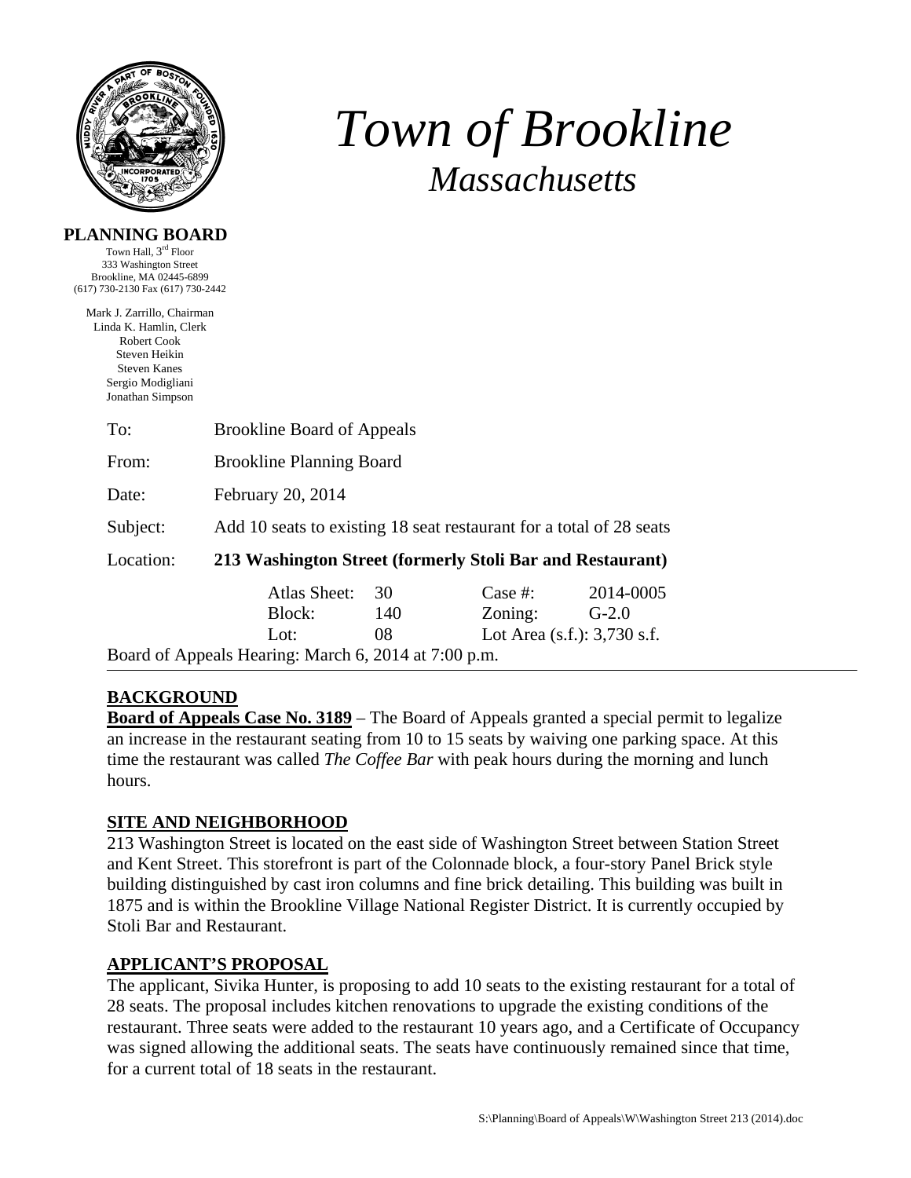# *Town of Brookline*

## *Massachusetts*

**PLANNING BOARD**

Town Hall, 3rd Floor
333 Washington Street
Brookline, MA 02445-6899
(617) 730-2130 Fax (617) 730-2442

Mark J. Zarrillo, Chairman
Linda K. Hamlin, Clerk
Robert Cook
Steven Heikin
Steven Kanes
Sergio Modigliani
Jonathan Simpson

To: Brookline Board of Appeals

From: Brookline Planning Board

Date: February 20, 2014

Subject: Add 10 seats to existing 18 seat restaurant for a total of 28 seats

Location: **213 Washington Street (formerly Stoli Bar and Restaurant)**

| | | | |
|---|---|---|---|
| Atlas Sheet: | 30 | Case #: | 2014-0005 |
| Block: | 140 | Zoning: | G-2.0 |
| Lot: | 08 | Lot Area (s.f.): 3,730 s.f. | |

Board of Appeals Hearing: March 6, 2014 at 7:00 p.m.

---

## BACKGROUND

**Board of Appeals Case No. 3189** – The Board of Appeals granted a special permit to legalize an increase in the restaurant seating from 10 to 15 seats by waiving one parking space. At this time the restaurant was called *The Coffee Bar* with peak hours during the morning and lunch hours.

## SITE AND NEIGHBORHOOD

213 Washington Street is located on the east side of Washington Street between Station Street and Kent Street. This storefront is part of the Colonnade block, a four-story Panel Brick style building distinguished by cast iron columns and fine brick detailing. This building was built in 1875 and is within the Brookline Village National Register District. It is currently occupied by Stoli Bar and Restaurant.

## APPLICANT'S PROPOSAL

The applicant, Sivika Hunter, is proposing to add 10 seats to the existing restaurant for a total of 28 seats. The proposal includes kitchen renovations to upgrade the existing conditions of the restaurant. Three seats were added to the restaurant 10 years ago, and a Certificate of Occupancy was signed allowing the additional seats. The seats have continuously remained since that time, for a current total of 18 seats in the restaurant.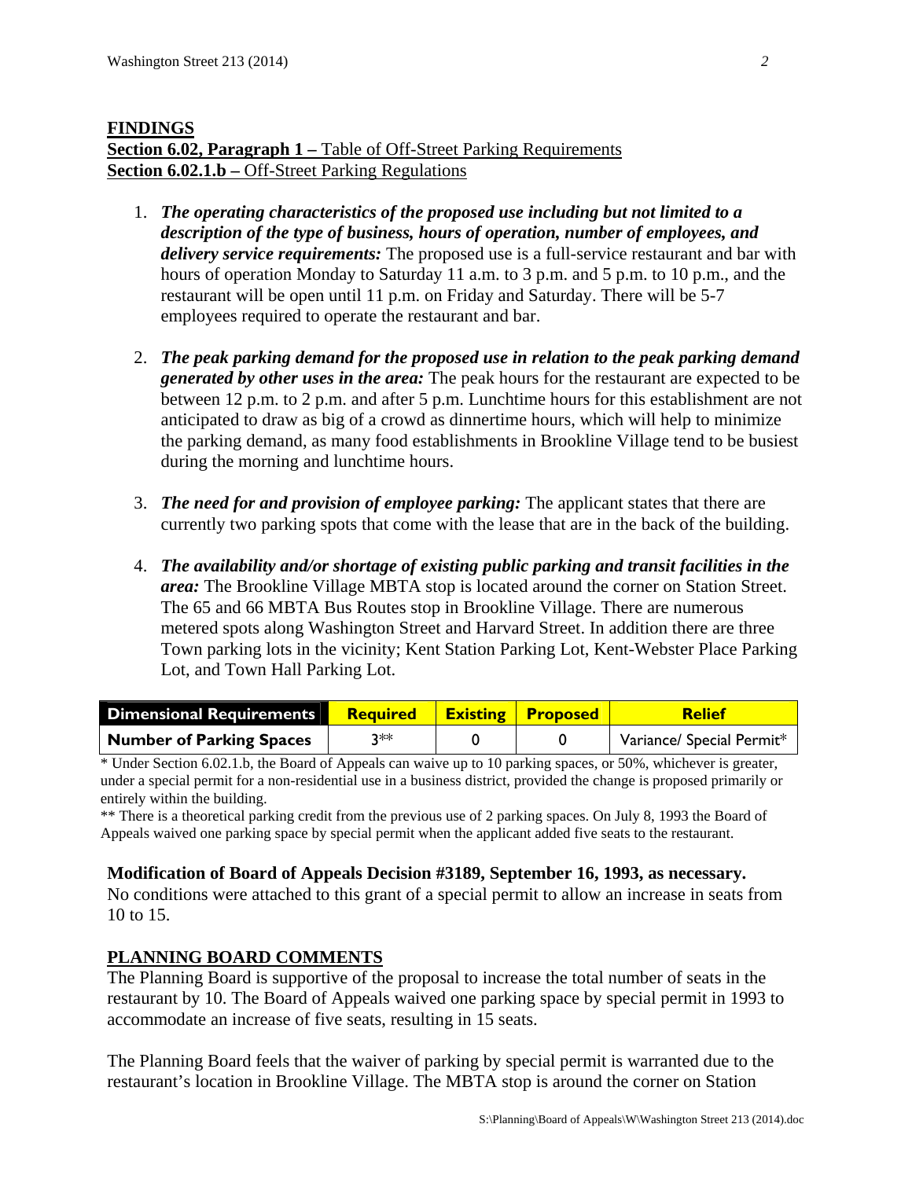**FINDINGS**
**Section 6.02, Paragraph 1 –** Table of Off-Street Parking Requirements
**Section 6.02.1.b –** Off-Street Parking Regulations

1. ***The operating characteristics of the proposed use including but not limited to a description of the type of business, hours of operation, number of employees, and delivery service requirements:*** The proposed use is a full-service restaurant and bar with hours of operation Monday to Saturday 11 a.m. to 3 p.m. and 5 p.m. to 10 p.m., and the restaurant will be open until 11 p.m. on Friday and Saturday. There will be 5-7 employees required to operate the restaurant and bar.

2. ***The peak parking demand for the proposed use in relation to the peak parking demand generated by other uses in the area:*** The peak hours for the restaurant are expected to be between 12 p.m. to 2 p.m. and after 5 p.m. Lunchtime hours for this establishment are not anticipated to draw as big of a crowd as dinnertime hours, which will help to minimize the parking demand, as many food establishments in Brookline Village tend to be busiest during the morning and lunchtime hours.

3. ***The need for and provision of employee parking:*** The applicant states that there are currently two parking spots that come with the lease that are in the back of the building.

4. ***The availability and/or shortage of existing public parking and transit facilities in the area:*** The Brookline Village MBTA stop is located around the corner on Station Street. The 65 and 66 MBTA Bus Routes stop in Brookline Village. There are numerous metered spots along Washington Street and Harvard Street. In addition there are three Town parking lots in the vicinity; Kent Station Parking Lot, Kent-Webster Place Parking Lot, and Town Hall Parking Lot.

| Dimensional Requirements | Required | Existing | Proposed | Relief |
|---|---|---|---|---|
| Number of Parking Spaces | 3** | 0 | 0 | Variance/ Special Permit* |

\* Under Section 6.02.1.b, the Board of Appeals can waive up to 10 parking spaces, or 50%, whichever is greater, under a special permit for a non-residential use in a business district, provided the change is proposed primarily or entirely within the building.
\** There is a theoretical parking credit from the previous use of 2 parking spaces. On July 8, 1993 the Board of Appeals waived one parking space by special permit when the applicant added five seats to the restaurant.

**Modification of Board of Appeals Decision #3189, September 16, 1993, as necessary.**
No conditions were attached to this grant of a special permit to allow an increase in seats from 10 to 15.

## PLANNING BOARD COMMENTS

The Planning Board is supportive of the proposal to increase the total number of seats in the restaurant by 10. The Board of Appeals waived one parking space by special permit in 1993 to accommodate an increase of five seats, resulting in 15 seats.

The Planning Board feels that the waiver of parking by special permit is warranted due to the restaurant's location in Brookline Village. The MBTA stop is around the corner on Station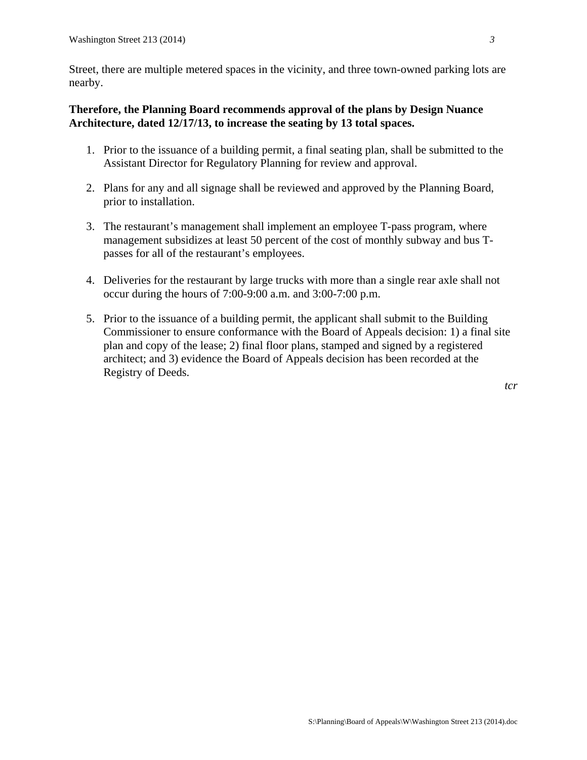Street, there are multiple metered spaces in the vicinity, and three town-owned parking lots are nearby.

**Therefore, the Planning Board recommends approval of the plans by Design Nuance Architecture, dated 12/17/13, to increase the seating by 13 total spaces.**

1. Prior to the issuance of a building permit, a final seating plan, shall be submitted to the Assistant Director for Regulatory Planning for review and approval.

2. Plans for any and all signage shall be reviewed and approved by the Planning Board, prior to installation.

3. The restaurant's management shall implement an employee T-pass program, where management subsidizes at least 50 percent of the cost of monthly subway and bus T-passes for all of the restaurant's employees.

4. Deliveries for the restaurant by large trucks with more than a single rear axle shall not occur during the hours of 7:00-9:00 a.m. and 3:00-7:00 p.m.

5. Prior to the issuance of a building permit, the applicant shall submit to the Building Commissioner to ensure conformance with the Board of Appeals decision: 1) a final site plan and copy of the lease; 2) final floor plans, stamped and signed by a registered architect; and 3) evidence the Board of Appeals decision has been recorded at the Registry of Deeds.

*tcr*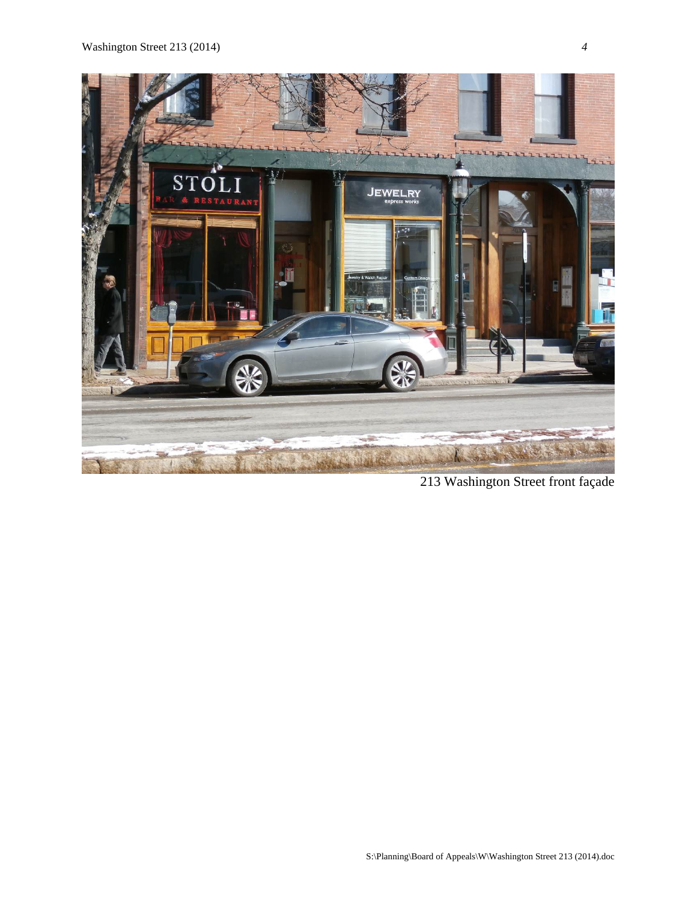213 Washington Street front façade